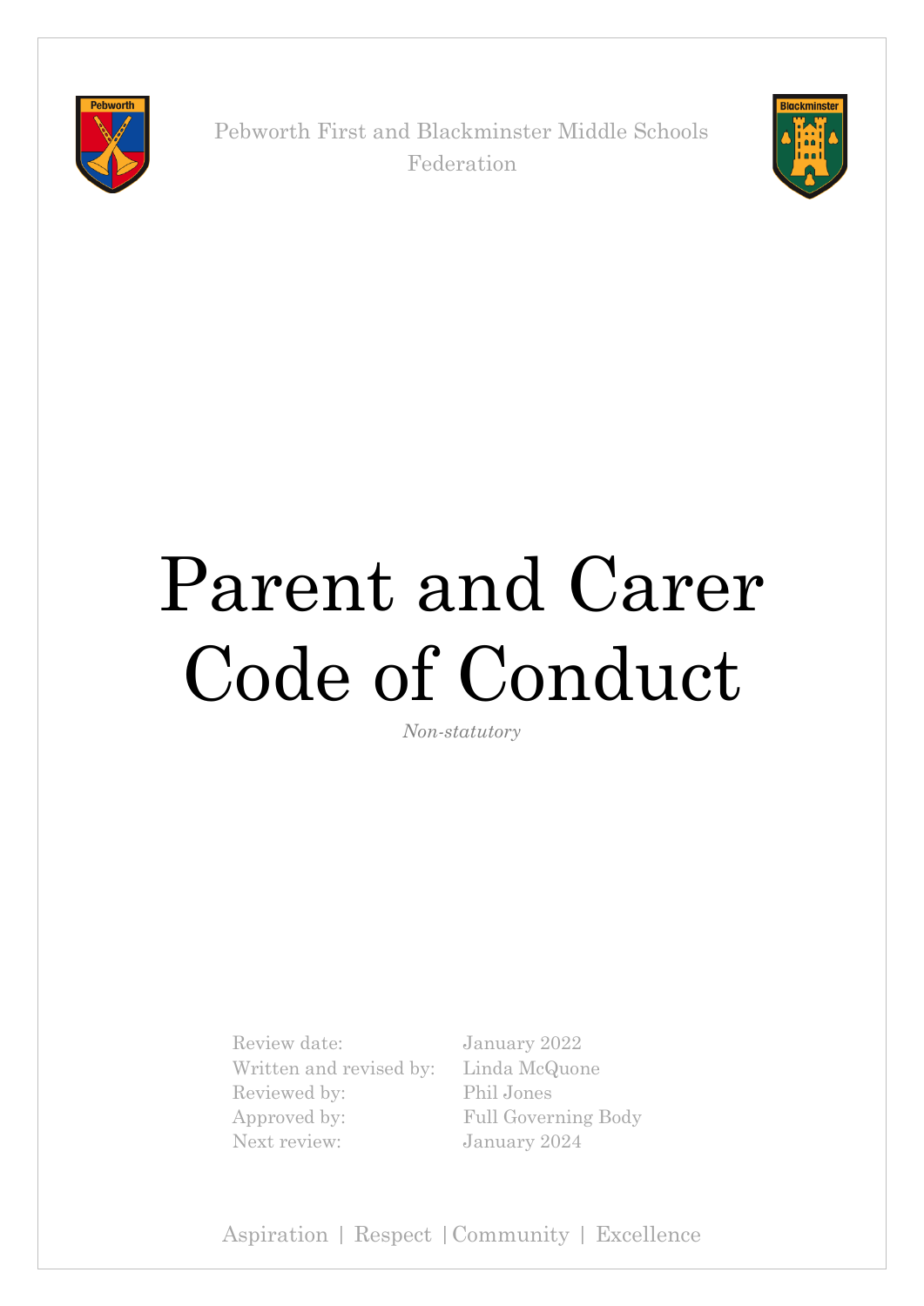Pebworth First and Blackminster Middle Schools Federation

# Parent and Carer Code of Conduct

*Non-statutory*

| | |
|---|---|
| Review date: | January 2022 |
| Written and revised by: | Linda McQuone |
| Reviewed by: | Phil Jones |
| Approved by: | Full Governing Body |
| Next review: | January 2024 |

Aspiration | Respect | Community | Excellence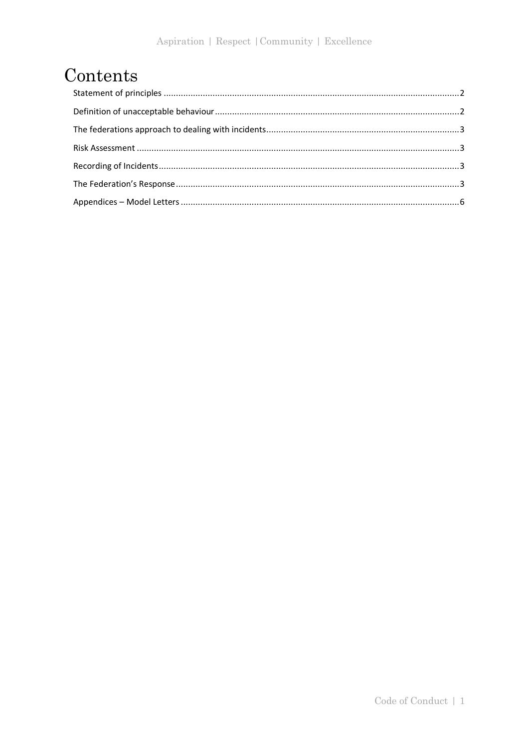# Contents

Statement of principles ......................................................................................................................2

Definition of unacceptable behaviour ..................................................................................................2

The federations approach to dealing with incidents..............................................................................3

Risk Assessment ...................................................................................................................................3

Recording of Incidents..........................................................................................................................3

The Federation's Response...................................................................................................................3

Appendices – Model Letters .................................................................................................................6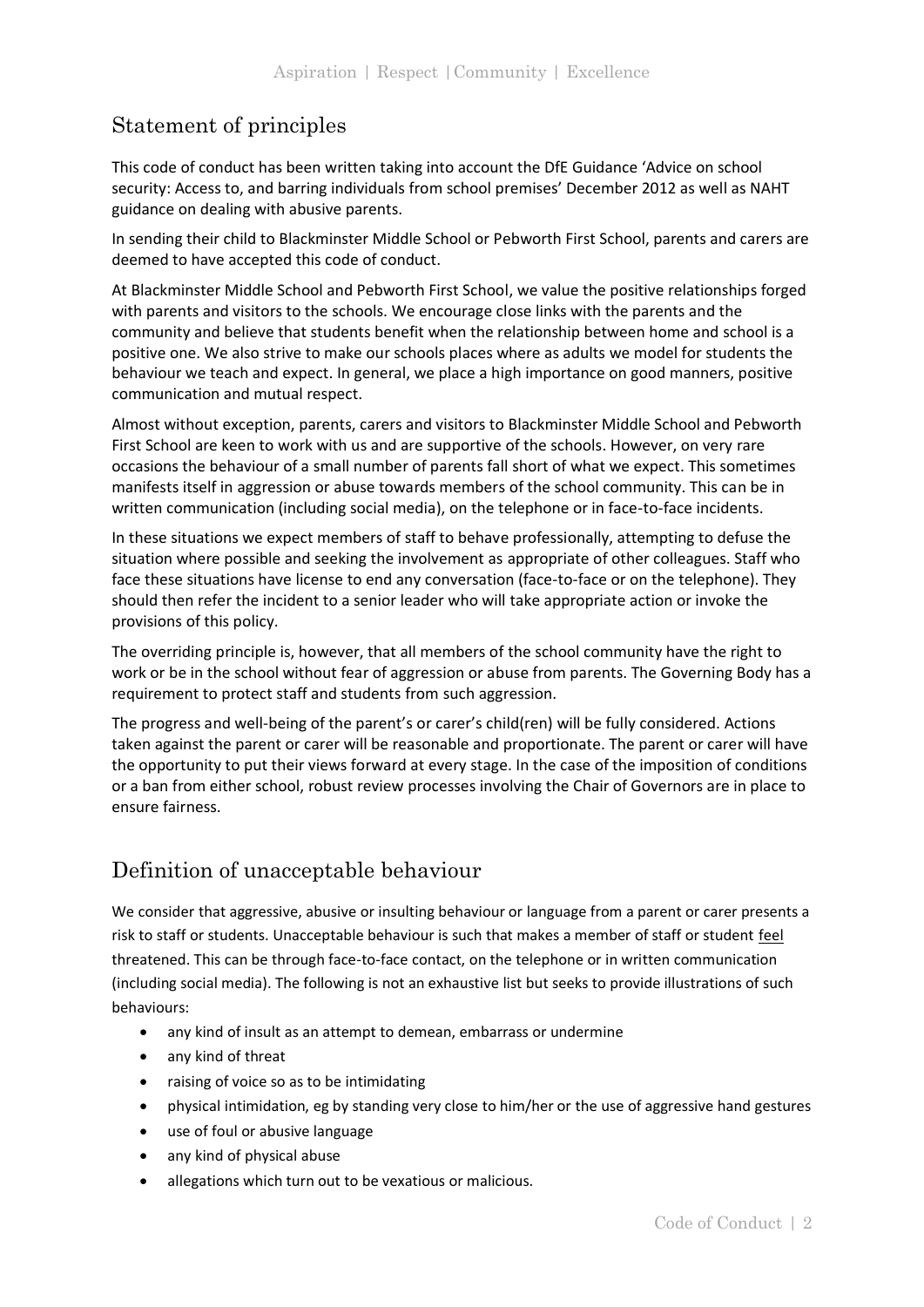## Statement of principles

This code of conduct has been written taking into account the DfE Guidance 'Advice on school security: Access to, and barring individuals from school premises' December 2012 as well as NAHT guidance on dealing with abusive parents.

In sending their child to Blackminster Middle School or Pebworth First School, parents and carers are deemed to have accepted this code of conduct.

At Blackminster Middle School and Pebworth First School, we value the positive relationships forged with parents and visitors to the schools. We encourage close links with the parents and the community and believe that students benefit when the relationship between home and school is a positive one. We also strive to make our schools places where as adults we model for students the behaviour we teach and expect. In general, we place a high importance on good manners, positive communication and mutual respect.

Almost without exception, parents, carers and visitors to Blackminster Middle School and Pebworth First School are keen to work with us and are supportive of the schools. However, on very rare occasions the behaviour of a small number of parents fall short of what we expect. This sometimes manifests itself in aggression or abuse towards members of the school community. This can be in written communication (including social media), on the telephone or in face-to-face incidents.

In these situations we expect members of staff to behave professionally, attempting to defuse the situation where possible and seeking the involvement as appropriate of other colleagues. Staff who face these situations have license to end any conversation (face-to-face or on the telephone). They should then refer the incident to a senior leader who will take appropriate action or invoke the provisions of this policy.

The overriding principle is, however, that all members of the school community have the right to work or be in the school without fear of aggression or abuse from parents. The Governing Body has a requirement to protect staff and students from such aggression.

The progress and well-being of the parent's or carer's child(ren) will be fully considered. Actions taken against the parent or carer will be reasonable and proportionate. The parent or carer will have the opportunity to put their views forward at every stage. In the case of the imposition of conditions or a ban from either school, robust review processes involving the Chair of Governors are in place to ensure fairness.

## Definition of unacceptable behaviour

We consider that aggressive, abusive or insulting behaviour or language from a parent or carer presents a risk to staff or students. Unacceptable behaviour is such that makes a member of staff or student <u>feel</u> threatened. This can be through face-to-face contact, on the telephone or in written communication (including social media). The following is not an exhaustive list but seeks to provide illustrations of such behaviours:

- any kind of insult as an attempt to demean, embarrass or undermine
- any kind of threat
- raising of voice so as to be intimidating
- physical intimidation, eg by standing very close to him/her or the use of aggressive hand gestures
- use of foul or abusive language
- any kind of physical abuse
- allegations which turn out to be vexatious or malicious.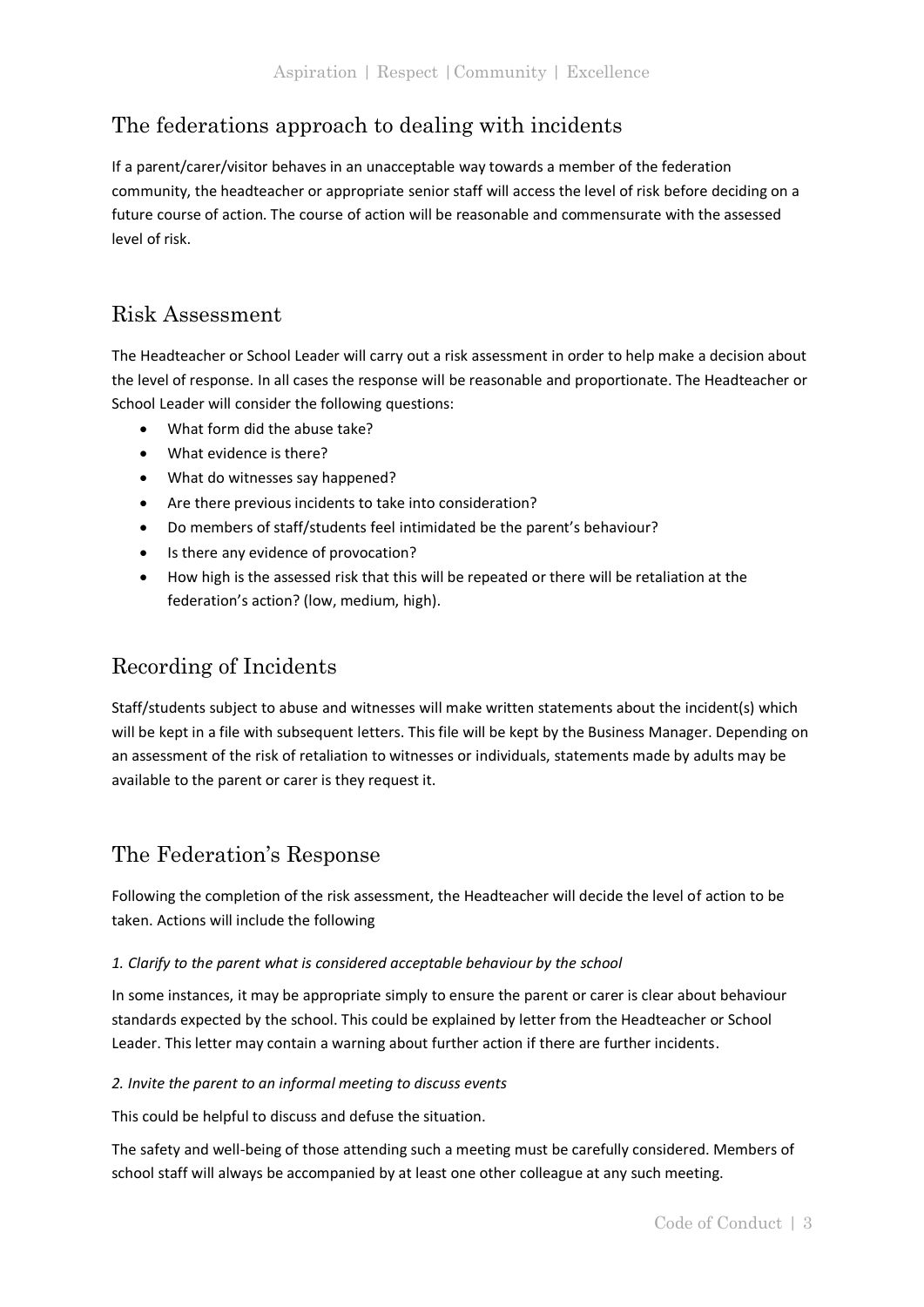## The federations approach to dealing with incidents

If a parent/carer/visitor behaves in an unacceptable way towards a member of the federation community, the headteacher or appropriate senior staff will access the level of risk before deciding on a future course of action. The course of action will be reasonable and commensurate with the assessed level of risk.

## Risk Assessment

The Headteacher or School Leader will carry out a risk assessment in order to help make a decision about the level of response. In all cases the response will be reasonable and proportionate. The Headteacher or School Leader will consider the following questions:

- What form did the abuse take?
- What evidence is there?
- What do witnesses say happened?
- Are there previous incidents to take into consideration?
- Do members of staff/students feel intimidated be the parent's behaviour?
- Is there any evidence of provocation?
- How high is the assessed risk that this will be repeated or there will be retaliation at the federation's action? (low, medium, high).

## Recording of Incidents

Staff/students subject to abuse and witnesses will make written statements about the incident(s) which will be kept in a file with subsequent letters. This file will be kept by the Business Manager. Depending on an assessment of the risk of retaliation to witnesses or individuals, statements made by adults may be available to the parent or carer is they request it.

## The Federation's Response

Following the completion of the risk assessment, the Headteacher will decide the level of action to be taken. Actions will include the following

*1. Clarify to the parent what is considered acceptable behaviour by the school*

In some instances, it may be appropriate simply to ensure the parent or carer is clear about behaviour standards expected by the school. This could be explained by letter from the Headteacher or School Leader. This letter may contain a warning about further action if there are further incidents.

*2. Invite the parent to an informal meeting to discuss events*

This could be helpful to discuss and defuse the situation.

The safety and well-being of those attending such a meeting must be carefully considered. Members of school staff will always be accompanied by at least one other colleague at any such meeting.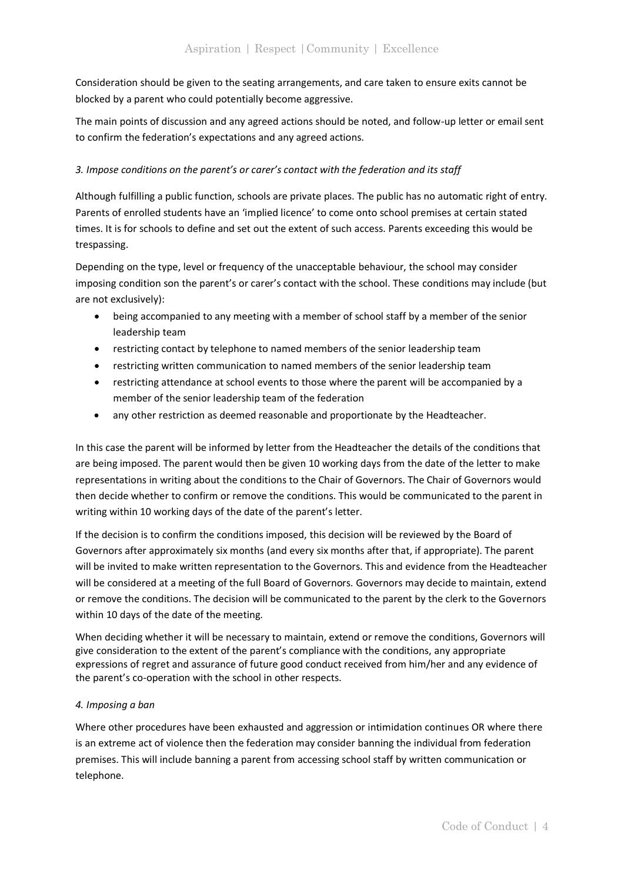Consideration should be given to the seating arrangements, and care taken to ensure exits cannot be blocked by a parent who could potentially become aggressive.

The main points of discussion and any agreed actions should be noted, and follow-up letter or email sent to confirm the federation's expectations and any agreed actions.

*3. Impose conditions on the parent's or carer's contact with the federation and its staff*

Although fulfilling a public function, schools are private places. The public has no automatic right of entry. Parents of enrolled students have an 'implied licence' to come onto school premises at certain stated times. It is for schools to define and set out the extent of such access. Parents exceeding this would be trespassing.

Depending on the type, level or frequency of the unacceptable behaviour, the school may consider imposing condition son the parent's or carer's contact with the school. These conditions may include (but are not exclusively):

- being accompanied to any meeting with a member of school staff by a member of the senior leadership team
- restricting contact by telephone to named members of the senior leadership team
- restricting written communication to named members of the senior leadership team
- restricting attendance at school events to those where the parent will be accompanied by a member of the senior leadership team of the federation
- any other restriction as deemed reasonable and proportionate by the Headteacher.

In this case the parent will be informed by letter from the Headteacher the details of the conditions that are being imposed. The parent would then be given 10 working days from the date of the letter to make representations in writing about the conditions to the Chair of Governors. The Chair of Governors would then decide whether to confirm or remove the conditions. This would be communicated to the parent in writing within 10 working days of the date of the parent's letter.

If the decision is to confirm the conditions imposed, this decision will be reviewed by the Board of Governors after approximately six months (and every six months after that, if appropriate). The parent will be invited to make written representation to the Governors. This and evidence from the Headteacher will be considered at a meeting of the full Board of Governors. Governors may decide to maintain, extend or remove the conditions. The decision will be communicated to the parent by the clerk to the Governors within 10 days of the date of the meeting.

When deciding whether it will be necessary to maintain, extend or remove the conditions, Governors will give consideration to the extent of the parent's compliance with the conditions, any appropriate expressions of regret and assurance of future good conduct received from him/her and any evidence of the parent's co-operation with the school in other respects.

*4. Imposing a ban*

Where other procedures have been exhausted and aggression or intimidation continues OR where there is an extreme act of violence then the federation may consider banning the individual from federation premises. This will include banning a parent from accessing school staff by written communication or telephone.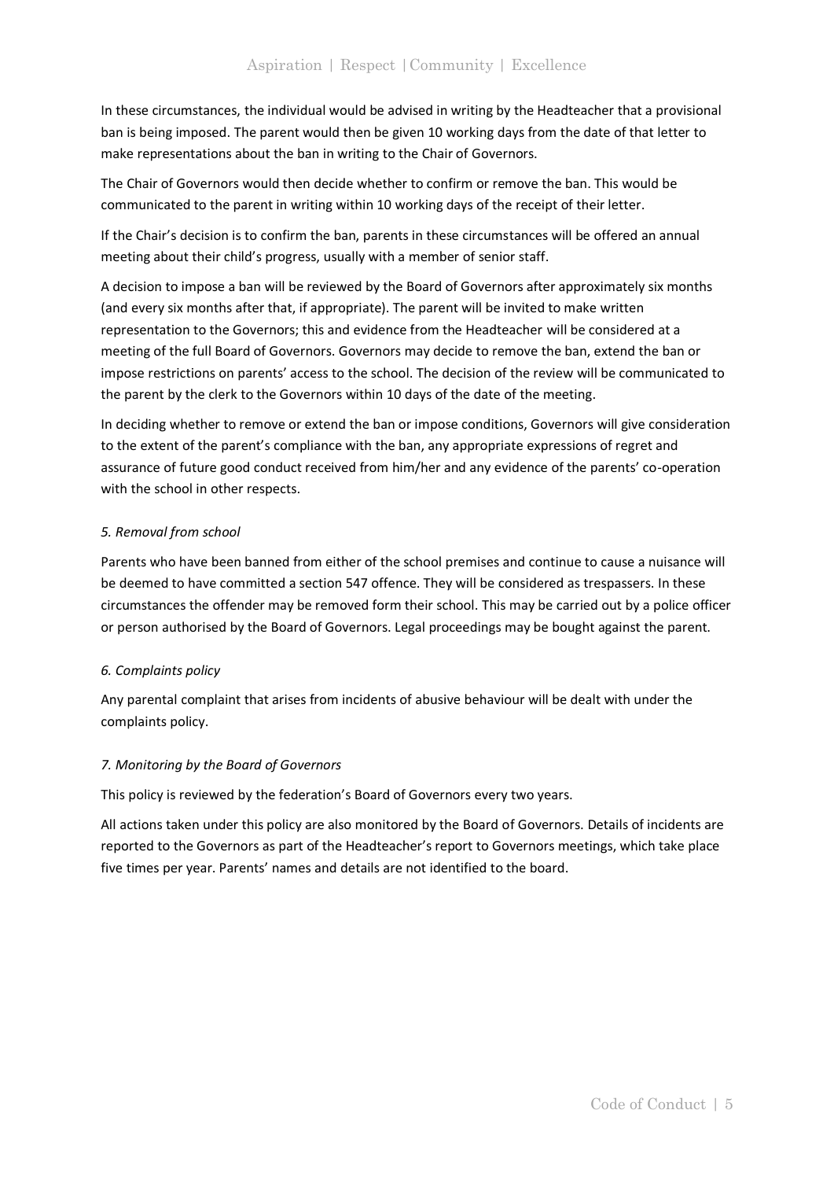In these circumstances, the individual would be advised in writing by the Headteacher that a provisional ban is being imposed. The parent would then be given 10 working days from the date of that letter to make representations about the ban in writing to the Chair of Governors.

The Chair of Governors would then decide whether to confirm or remove the ban. This would be communicated to the parent in writing within 10 working days of the receipt of their letter.

If the Chair's decision is to confirm the ban, parents in these circumstances will be offered an annual meeting about their child's progress, usually with a member of senior staff.

A decision to impose a ban will be reviewed by the Board of Governors after approximately six months (and every six months after that, if appropriate). The parent will be invited to make written representation to the Governors; this and evidence from the Headteacher will be considered at a meeting of the full Board of Governors. Governors may decide to remove the ban, extend the ban or impose restrictions on parents' access to the school. The decision of the review will be communicated to the parent by the clerk to the Governors within 10 days of the date of the meeting.

In deciding whether to remove or extend the ban or impose conditions, Governors will give consideration to the extent of the parent's compliance with the ban, any appropriate expressions of regret and assurance of future good conduct received from him/her and any evidence of the parents' co-operation with the school in other respects.

### *5. Removal from school*

Parents who have been banned from either of the school premises and continue to cause a nuisance will be deemed to have committed a section 547 offence. They will be considered as trespassers. In these circumstances the offender may be removed form their school. This may be carried out by a police officer or person authorised by the Board of Governors. Legal proceedings may be bought against the parent.

### *6. Complaints policy*

Any parental complaint that arises from incidents of abusive behaviour will be dealt with under the complaints policy.

### *7. Monitoring by the Board of Governors*

This policy is reviewed by the federation's Board of Governors every two years.

All actions taken under this policy are also monitored by the Board of Governors. Details of incidents are reported to the Governors as part of the Headteacher's report to Governors meetings, which take place five times per year. Parents' names and details are not identified to the board.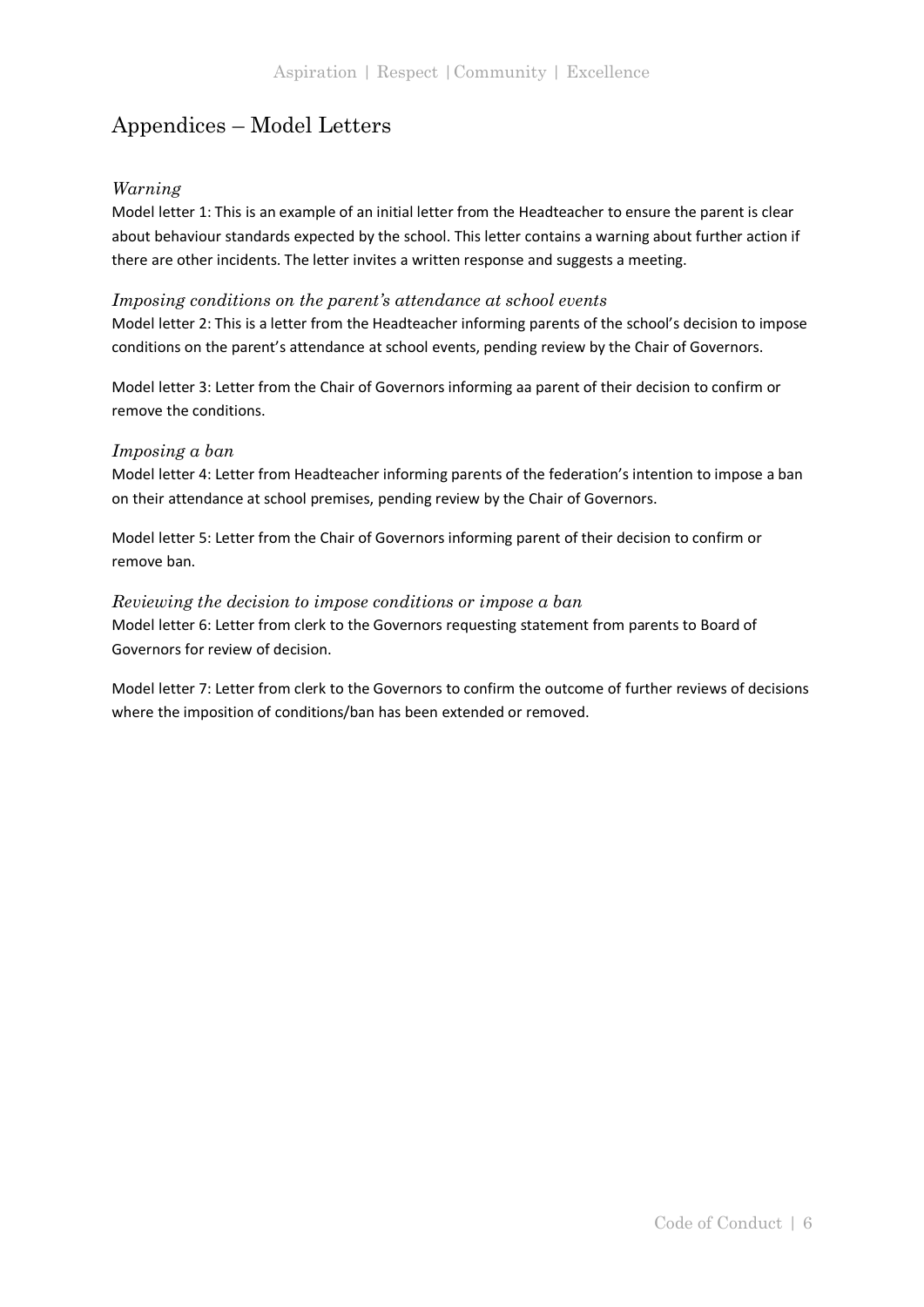## Appendices – Model Letters

### *Warning*

Model letter 1: This is an example of an initial letter from the Headteacher to ensure the parent is clear about behaviour standards expected by the school. This letter contains a warning about further action if there are other incidents. The letter invites a written response and suggests a meeting.

### *Imposing conditions on the parent's attendance at school events*

Model letter 2: This is a letter from the Headteacher informing parents of the school's decision to impose conditions on the parent's attendance at school events, pending review by the Chair of Governors.

Model letter 3: Letter from the Chair of Governors informing aa parent of their decision to confirm or remove the conditions.

### *Imposing a ban*

Model letter 4: Letter from Headteacher informing parents of the federation's intention to impose a ban on their attendance at school premises, pending review by the Chair of Governors.

Model letter 5: Letter from the Chair of Governors informing parent of their decision to confirm or remove ban.

### *Reviewing the decision to impose conditions or impose a ban*

Model letter 6: Letter from clerk to the Governors requesting statement from parents to Board of Governors for review of decision.

Model letter 7: Letter from clerk to the Governors to confirm the outcome of further reviews of decisions where the imposition of conditions/ban has been extended or removed.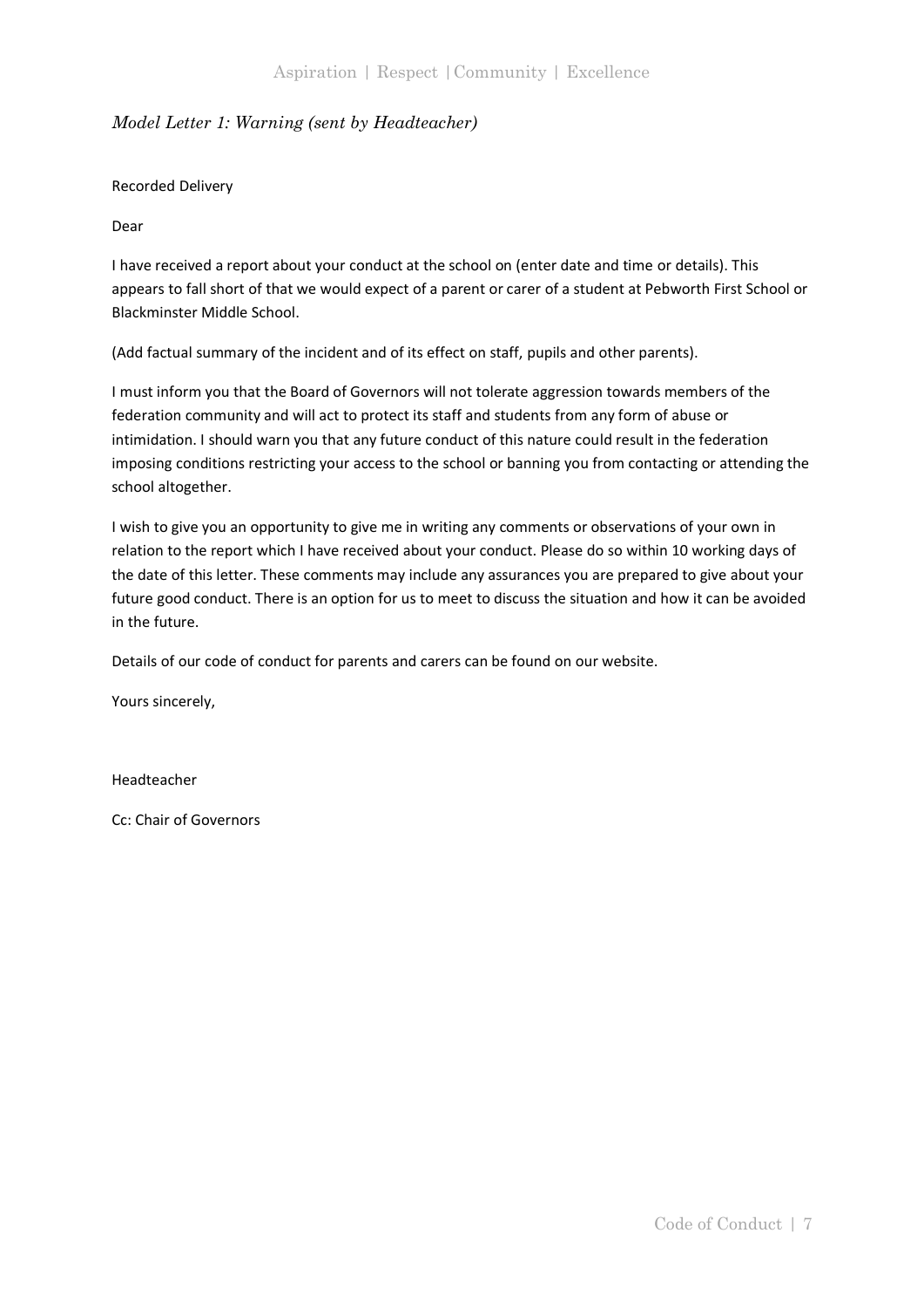*Model Letter 1: Warning (sent by Headteacher)*

Recorded Delivery

Dear

I have received a report about your conduct at the school on (enter date and time or details). This appears to fall short of that we would expect of a parent or carer of a student at Pebworth First School or Blackminster Middle School.

(Add factual summary of the incident and of its effect on staff, pupils and other parents).

I must inform you that the Board of Governors will not tolerate aggression towards members of the federation community and will act to protect its staff and students from any form of abuse or intimidation. I should warn you that any future conduct of this nature could result in the federation imposing conditions restricting your access to the school or banning you from contacting or attending the school altogether.

I wish to give you an opportunity to give me in writing any comments or observations of your own in relation to the report which I have received about your conduct. Please do so within 10 working days of the date of this letter. These comments may include any assurances you are prepared to give about your future good conduct. There is an option for us to meet to discuss the situation and how it can be avoided in the future.

Details of our code of conduct for parents and carers can be found on our website.

Yours sincerely,

Headteacher

Cc: Chair of Governors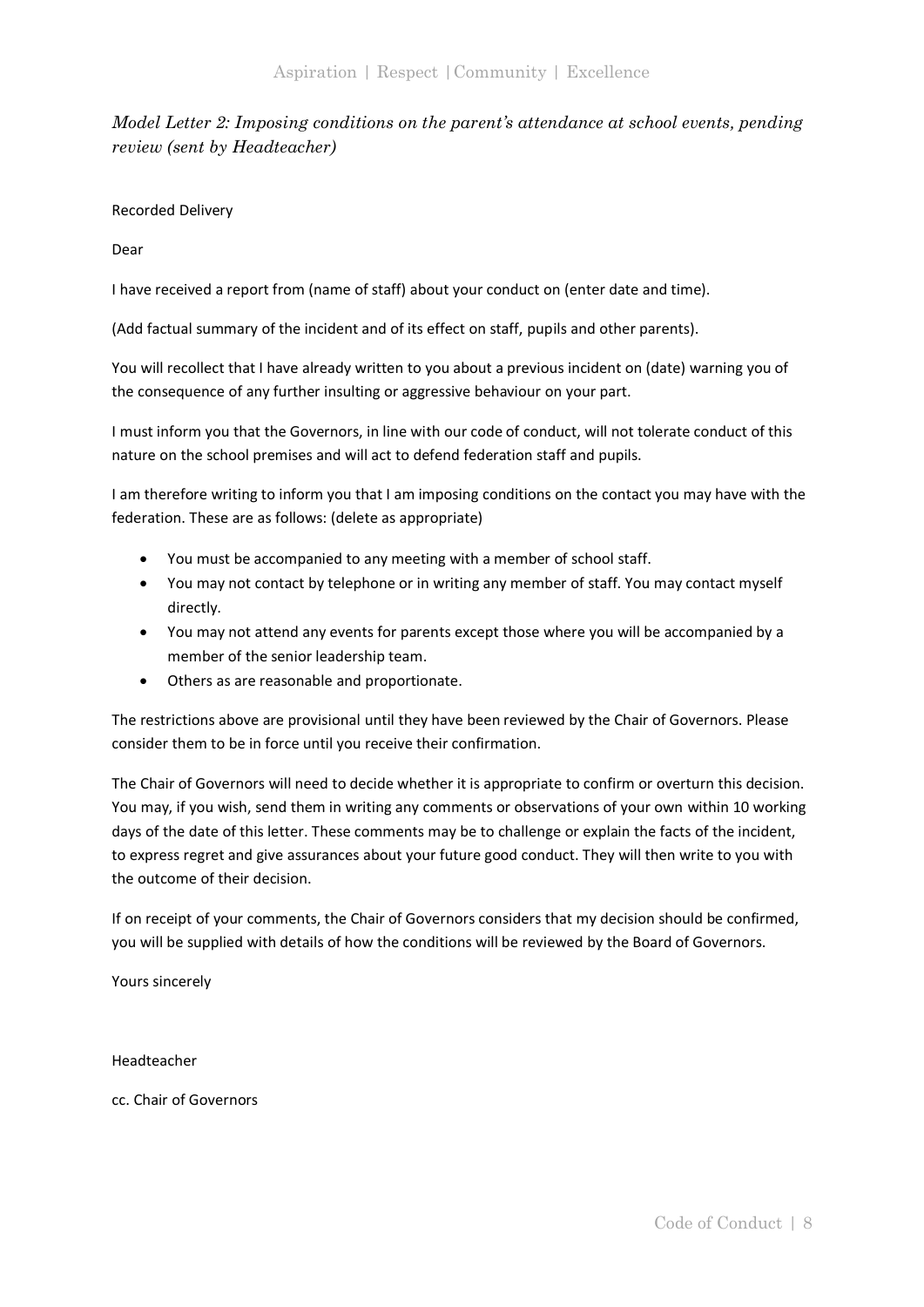*Model Letter 2: Imposing conditions on the parent's attendance at school events, pending review (sent by Headteacher)*

Recorded Delivery

Dear

I have received a report from (name of staff) about your conduct on (enter date and time).

(Add factual summary of the incident and of its effect on staff, pupils and other parents).

You will recollect that I have already written to you about a previous incident on (date) warning you of the consequence of any further insulting or aggressive behaviour on your part.

I must inform you that the Governors, in line with our code of conduct, will not tolerate conduct of this nature on the school premises and will act to defend federation staff and pupils.

I am therefore writing to inform you that I am imposing conditions on the contact you may have with the federation. These are as follows: (delete as appropriate)

- You must be accompanied to any meeting with a member of school staff.
- You may not contact by telephone or in writing any member of staff. You may contact myself directly.
- You may not attend any events for parents except those where you will be accompanied by a member of the senior leadership team.
- Others as are reasonable and proportionate.

The restrictions above are provisional until they have been reviewed by the Chair of Governors. Please consider them to be in force until you receive their confirmation.

The Chair of Governors will need to decide whether it is appropriate to confirm or overturn this decision. You may, if you wish, send them in writing any comments or observations of your own within 10 working days of the date of this letter. These comments may be to challenge or explain the facts of the incident, to express regret and give assurances about your future good conduct. They will then write to you with the outcome of their decision.

If on receipt of your comments, the Chair of Governors considers that my decision should be confirmed, you will be supplied with details of how the conditions will be reviewed by the Board of Governors.

Yours sincerely

Headteacher

cc. Chair of Governors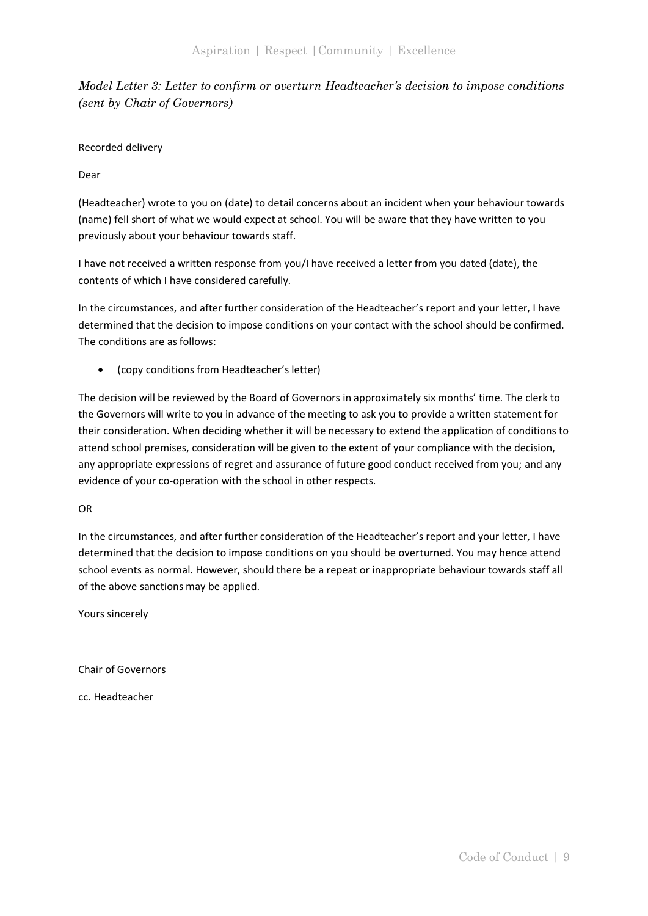*Model Letter 3: Letter to confirm or overturn Headteacher's decision to impose conditions (sent by Chair of Governors)*

Recorded delivery

Dear

(Headteacher) wrote to you on (date) to detail concerns about an incident when your behaviour towards (name) fell short of what we would expect at school. You will be aware that they have written to you previously about your behaviour towards staff.

I have not received a written response from you/I have received a letter from you dated (date), the contents of which I have considered carefully.

In the circumstances, and after further consideration of the Headteacher's report and your letter, I have determined that the decision to impose conditions on your contact with the school should be confirmed. The conditions are as follows:

- (copy conditions from Headteacher's letter)

The decision will be reviewed by the Board of Governors in approximately six months' time. The clerk to the Governors will write to you in advance of the meeting to ask you to provide a written statement for their consideration. When deciding whether it will be necessary to extend the application of conditions to attend school premises, consideration will be given to the extent of your compliance with the decision, any appropriate expressions of regret and assurance of future good conduct received from you; and any evidence of your co-operation with the school in other respects.

OR

In the circumstances, and after further consideration of the Headteacher's report and your letter, I have determined that the decision to impose conditions on you should be overturned. You may hence attend school events as normal. However, should there be a repeat or inappropriate behaviour towards staff all of the above sanctions may be applied.

Yours sincerely

Chair of Governors

cc. Headteacher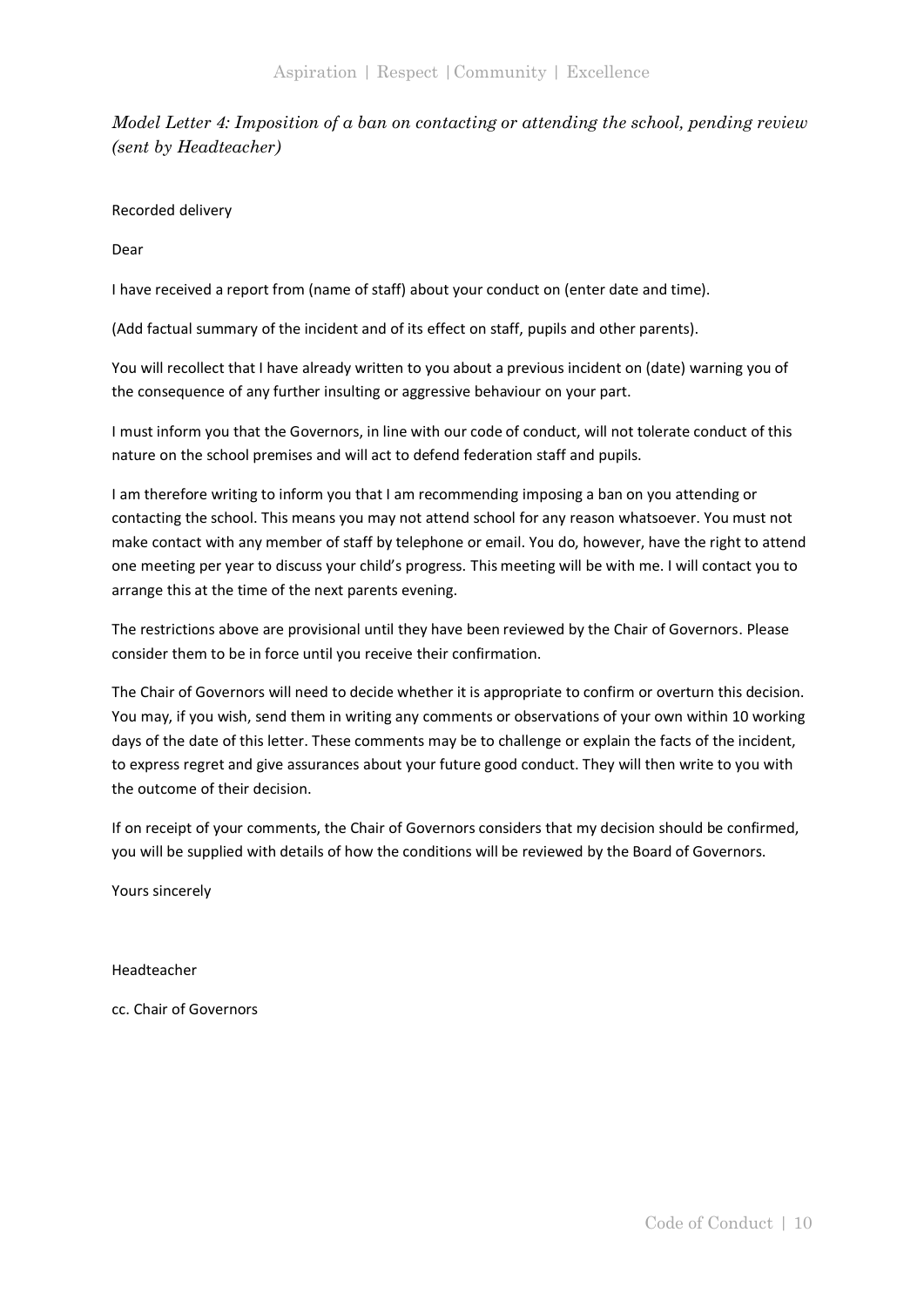*Model Letter 4: Imposition of a ban on contacting or attending the school, pending review (sent by Headteacher)*

Recorded delivery

Dear

I have received a report from (name of staff) about your conduct on (enter date and time).

(Add factual summary of the incident and of its effect on staff, pupils and other parents).

You will recollect that I have already written to you about a previous incident on (date) warning you of the consequence of any further insulting or aggressive behaviour on your part.

I must inform you that the Governors, in line with our code of conduct, will not tolerate conduct of this nature on the school premises and will act to defend federation staff and pupils.

I am therefore writing to inform you that I am recommending imposing a ban on you attending or contacting the school. This means you may not attend school for any reason whatsoever. You must not make contact with any member of staff by telephone or email. You do, however, have the right to attend one meeting per year to discuss your child's progress. This meeting will be with me. I will contact you to arrange this at the time of the next parents evening.

The restrictions above are provisional until they have been reviewed by the Chair of Governors. Please consider them to be in force until you receive their confirmation.

The Chair of Governors will need to decide whether it is appropriate to confirm or overturn this decision. You may, if you wish, send them in writing any comments or observations of your own within 10 working days of the date of this letter. These comments may be to challenge or explain the facts of the incident, to express regret and give assurances about your future good conduct. They will then write to you with the outcome of their decision.

If on receipt of your comments, the Chair of Governors considers that my decision should be confirmed, you will be supplied with details of how the conditions will be reviewed by the Board of Governors.

Yours sincerely

Headteacher

cc. Chair of Governors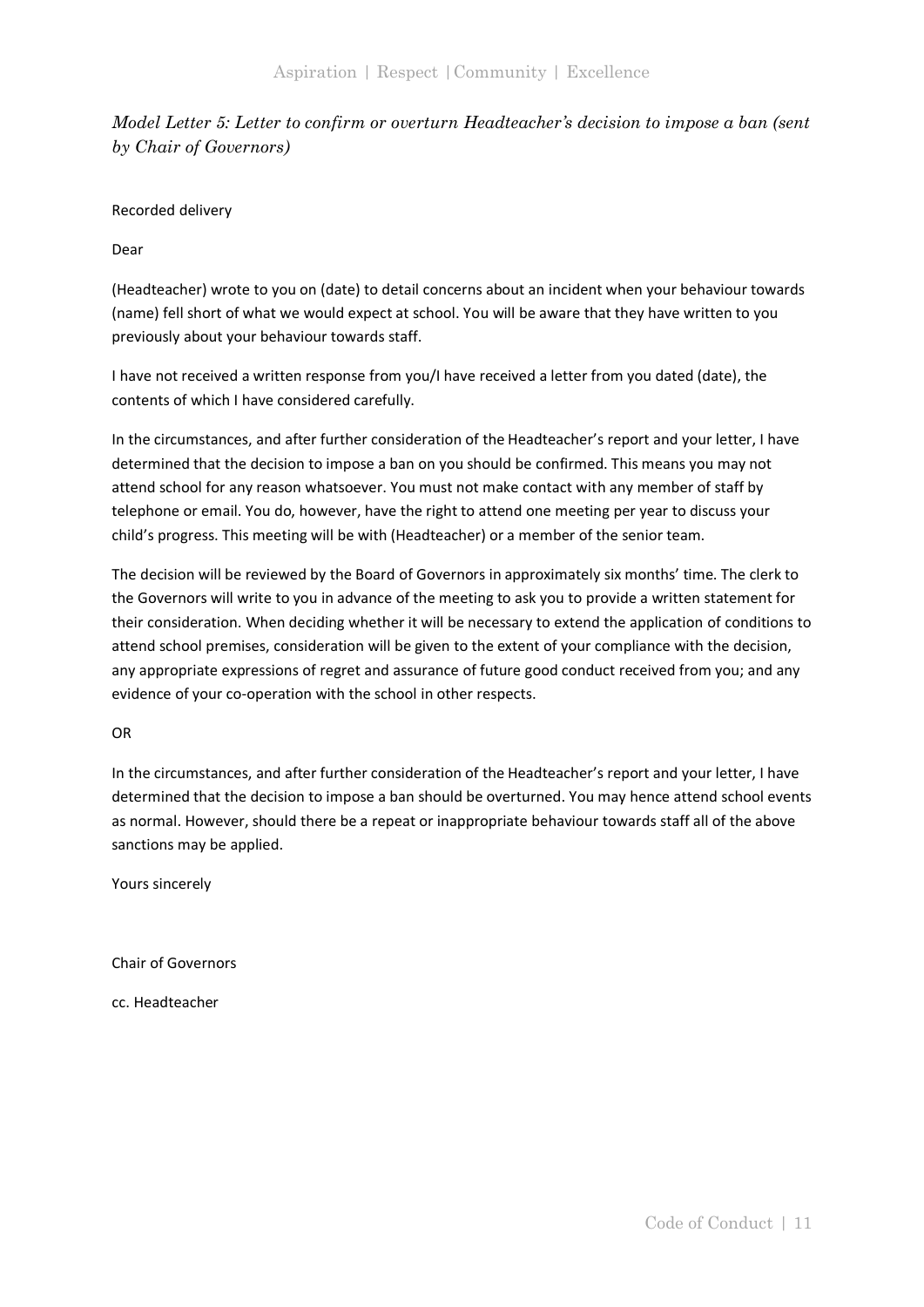*Model Letter 5: Letter to confirm or overturn Headteacher's decision to impose a ban (sent by Chair of Governors)*

Recorded delivery

Dear

(Headteacher) wrote to you on (date) to detail concerns about an incident when your behaviour towards (name) fell short of what we would expect at school. You will be aware that they have written to you previously about your behaviour towards staff.

I have not received a written response from you/I have received a letter from you dated (date), the contents of which I have considered carefully.

In the circumstances, and after further consideration of the Headteacher's report and your letter, I have determined that the decision to impose a ban on you should be confirmed. This means you may not attend school for any reason whatsoever. You must not make contact with any member of staff by telephone or email. You do, however, have the right to attend one meeting per year to discuss your child's progress. This meeting will be with (Headteacher) or a member of the senior team.

The decision will be reviewed by the Board of Governors in approximately six months' time. The clerk to the Governors will write to you in advance of the meeting to ask you to provide a written statement for their consideration. When deciding whether it will be necessary to extend the application of conditions to attend school premises, consideration will be given to the extent of your compliance with the decision, any appropriate expressions of regret and assurance of future good conduct received from you; and any evidence of your co-operation with the school in other respects.

OR

In the circumstances, and after further consideration of the Headteacher's report and your letter, I have determined that the decision to impose a ban should be overturned. You may hence attend school events as normal. However, should there be a repeat or inappropriate behaviour towards staff all of the above sanctions may be applied.

Yours sincerely

Chair of Governors

cc. Headteacher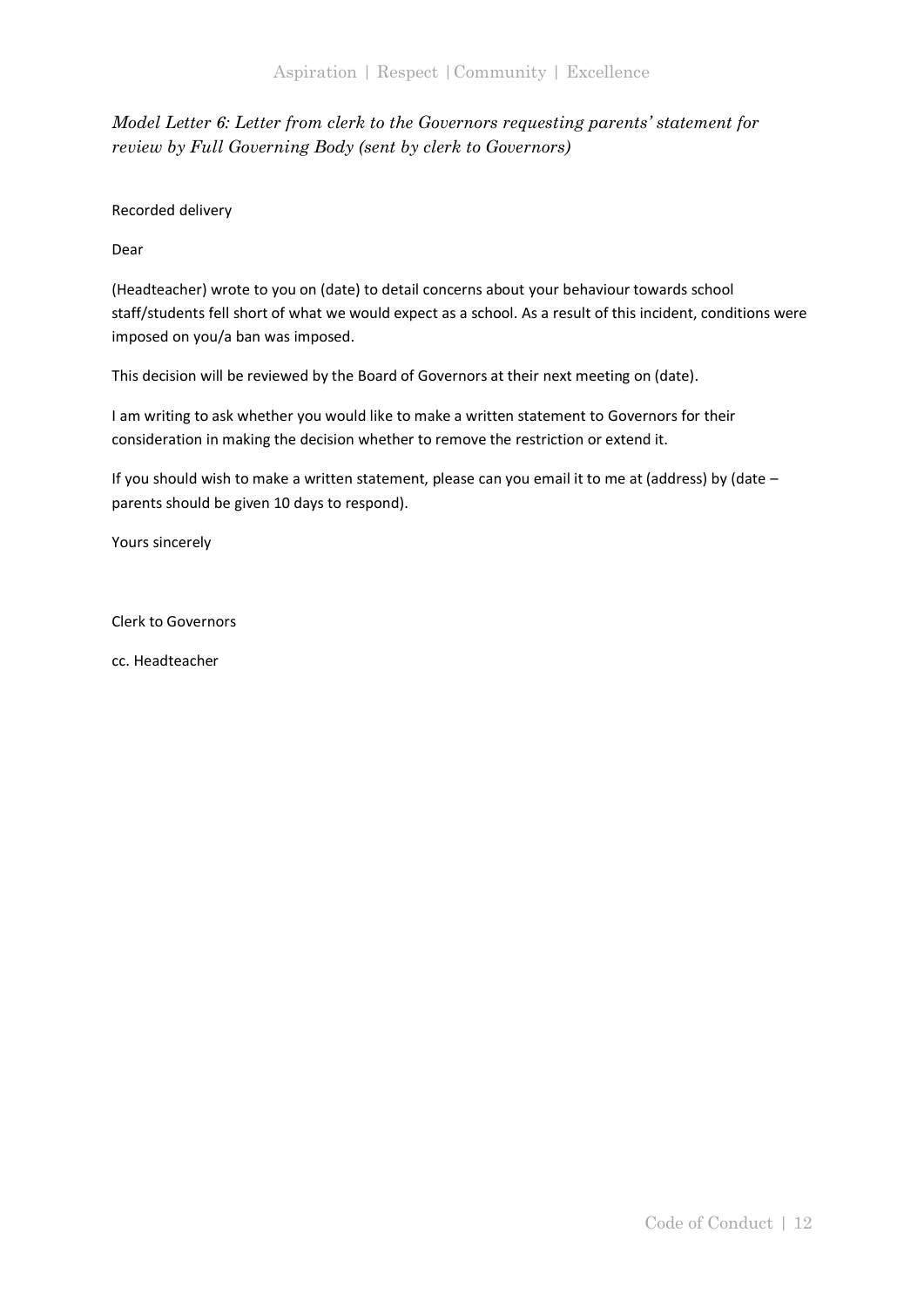*Model Letter 6: Letter from clerk to the Governors requesting parents' statement for review by Full Governing Body (sent by clerk to Governors)*

Recorded delivery

Dear

(Headteacher) wrote to you on (date) to detail concerns about your behaviour towards school staff/students fell short of what we would expect as a school. As a result of this incident, conditions were imposed on you/a ban was imposed.

This decision will be reviewed by the Board of Governors at their next meeting on (date).

I am writing to ask whether you would like to make a written statement to Governors for their consideration in making the decision whether to remove the restriction or extend it.

If you should wish to make a written statement, please can you email it to me at (address) by (date – parents should be given 10 days to respond).

Yours sincerely

Clerk to Governors

cc. Headteacher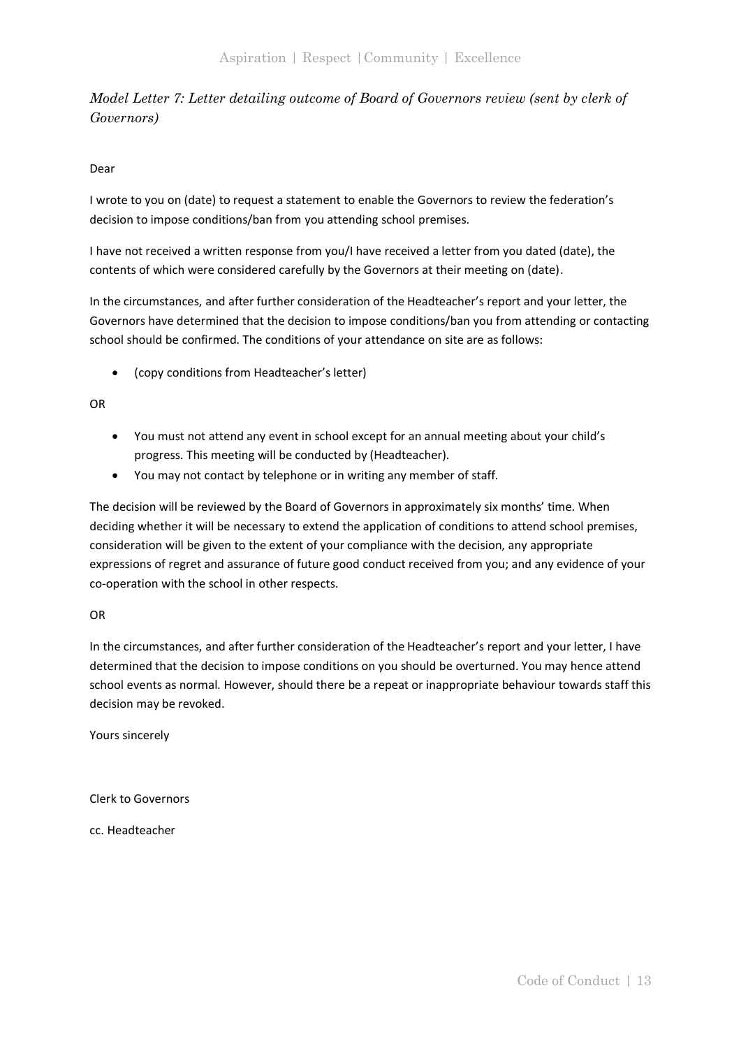*Model Letter 7: Letter detailing outcome of Board of Governors review (sent by clerk of Governors)*

Dear

I wrote to you on (date) to request a statement to enable the Governors to review the federation's decision to impose conditions/ban from you attending school premises.

I have not received a written response from you/I have received a letter from you dated (date), the contents of which were considered carefully by the Governors at their meeting on (date).

In the circumstances, and after further consideration of the Headteacher's report and your letter, the Governors have determined that the decision to impose conditions/ban you from attending or contacting school should be confirmed. The conditions of your attendance on site are as follows:

- (copy conditions from Headteacher's letter)

OR

- You must not attend any event in school except for an annual meeting about your child's progress. This meeting will be conducted by (Headteacher).
- You may not contact by telephone or in writing any member of staff.

The decision will be reviewed by the Board of Governors in approximately six months' time. When deciding whether it will be necessary to extend the application of conditions to attend school premises, consideration will be given to the extent of your compliance with the decision, any appropriate expressions of regret and assurance of future good conduct received from you; and any evidence of your co-operation with the school in other respects.

OR

In the circumstances, and after further consideration of the Headteacher's report and your letter, I have determined that the decision to impose conditions on you should be overturned. You may hence attend school events as normal. However, should there be a repeat or inappropriate behaviour towards staff this decision may be revoked.

Yours sincerely

Clerk to Governors

cc. Headteacher